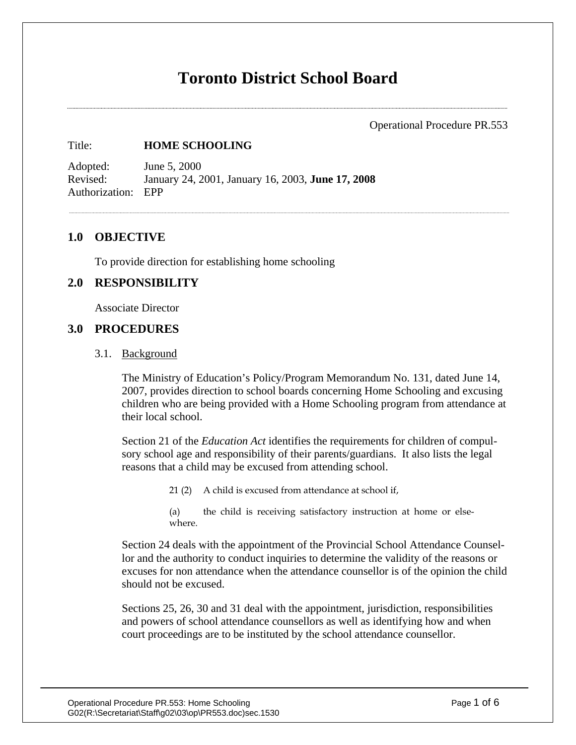# Toronto District School Board

Operational Procedure PR.553

Title: **HOME SCHOOLING**

Adopted: June 5, 2000
Revised: January 24, 2001, January 16, 2003, **June 17, 2008**
Authorization: EPP

## 1.0 OBJECTIVE

To provide direction for establishing home schooling

## 2.0 RESPONSIBILITY

Associate Director

## 3.0 PROCEDURES

### 3.1. Background

The Ministry of Education's Policy/Program Memorandum No. 131, dated June 14, 2007, provides direction to school boards concerning Home Schooling and excusing children who are being provided with a Home Schooling program from attendance at their local school.

Section 21 of the *Education Act* identifies the requirements for children of compulsory school age and responsibility of their parents/guardians. It also lists the legal reasons that a child may be excused from attending school.

> 21 (2) A child is excused from attendance at school if,
>
> (a) the child is receiving satisfactory instruction at home or elsewhere.

Section 24 deals with the appointment of the Provincial School Attendance Counsellor and the authority to conduct inquiries to determine the validity of the reasons or excuses for non attendance when the attendance counsellor is of the opinion the child should not be excused.

Sections 25, 26, 30 and 31 deal with the appointment, jurisdiction, responsibilities and powers of school attendance counsellors as well as identifying how and when court proceedings are to be instituted by the school attendance counsellor.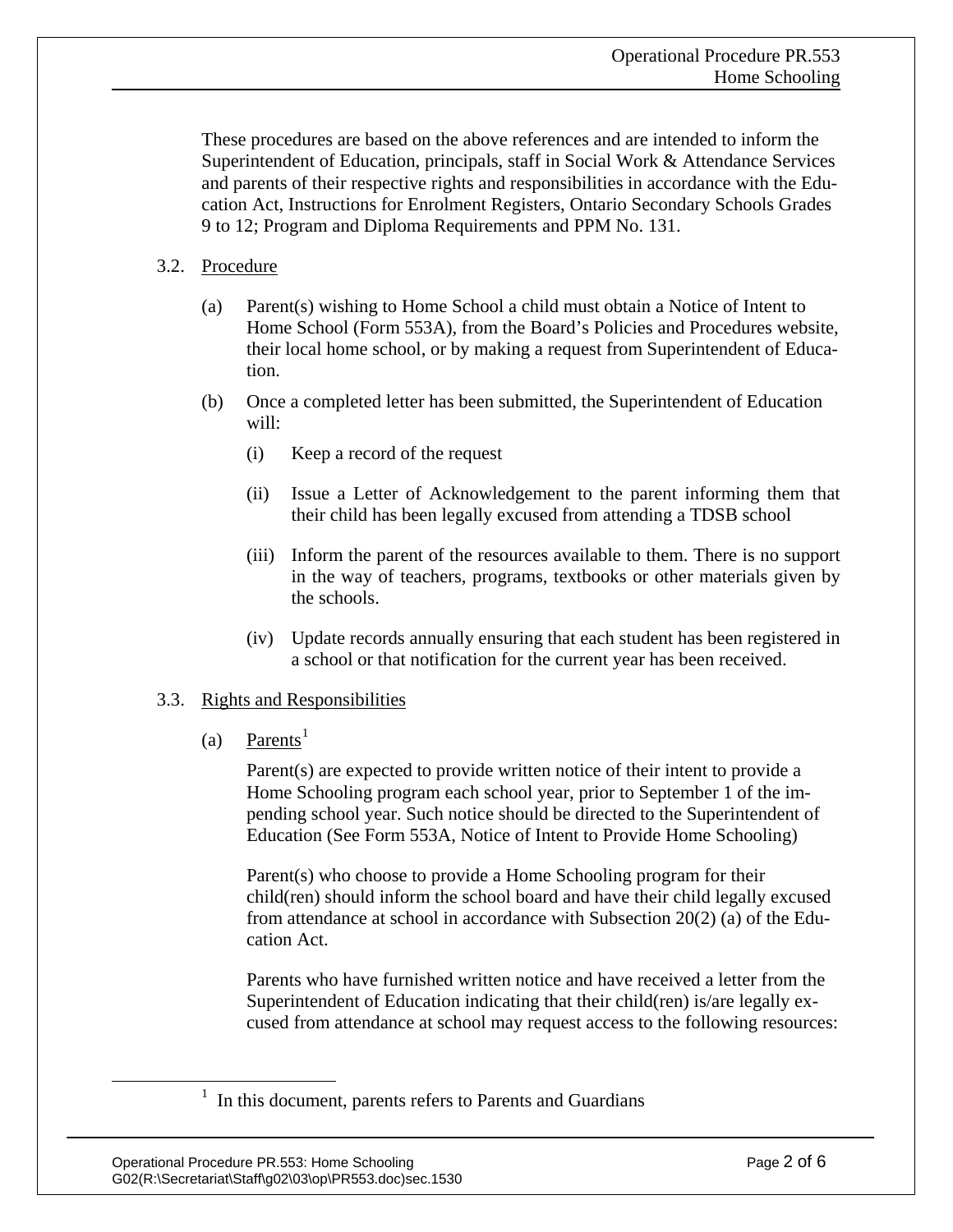These procedures are based on the above references and are intended to inform the Superintendent of Education, principals, staff in Social Work & Attendance Services and parents of their respective rights and responsibilities in accordance with the Education Act, Instructions for Enrolment Registers, Ontario Secondary Schools Grades 9 to 12; Program and Diploma Requirements and PPM No. 131.

3.2. Procedure

(a) Parent(s) wishing to Home School a child must obtain a Notice of Intent to Home School (Form 553A), from the Board's Policies and Procedures website, their local home school, or by making a request from Superintendent of Education.

(b) Once a completed letter has been submitted, the Superintendent of Education will:

(i) Keep a record of the request

(ii) Issue a Letter of Acknowledgement to the parent informing them that their child has been legally excused from attending a TDSB school

(iii) Inform the parent of the resources available to them. There is no support in the way of teachers, programs, textbooks or other materials given by the schools.

(iv) Update records annually ensuring that each student has been registered in a school or that notification for the current year has been received.

3.3. Rights and Responsibilities

(a) Parents[1]

Parent(s) are expected to provide written notice of their intent to provide a Home Schooling program each school year, prior to September 1 of the impending school year. Such notice should be directed to the Superintendent of Education (See Form 553A, Notice of Intent to Provide Home Schooling)

Parent(s) who choose to provide a Home Schooling program for their child(ren) should inform the school board and have their child legally excused from attendance at school in accordance with Subsection 20(2) (a) of the Education Act.

Parents who have furnished written notice and have received a letter from the Superintendent of Education indicating that their child(ren) is/are legally excused from attendance at school may request access to the following resources:

[1] In this document, parents refers to Parents and Guardians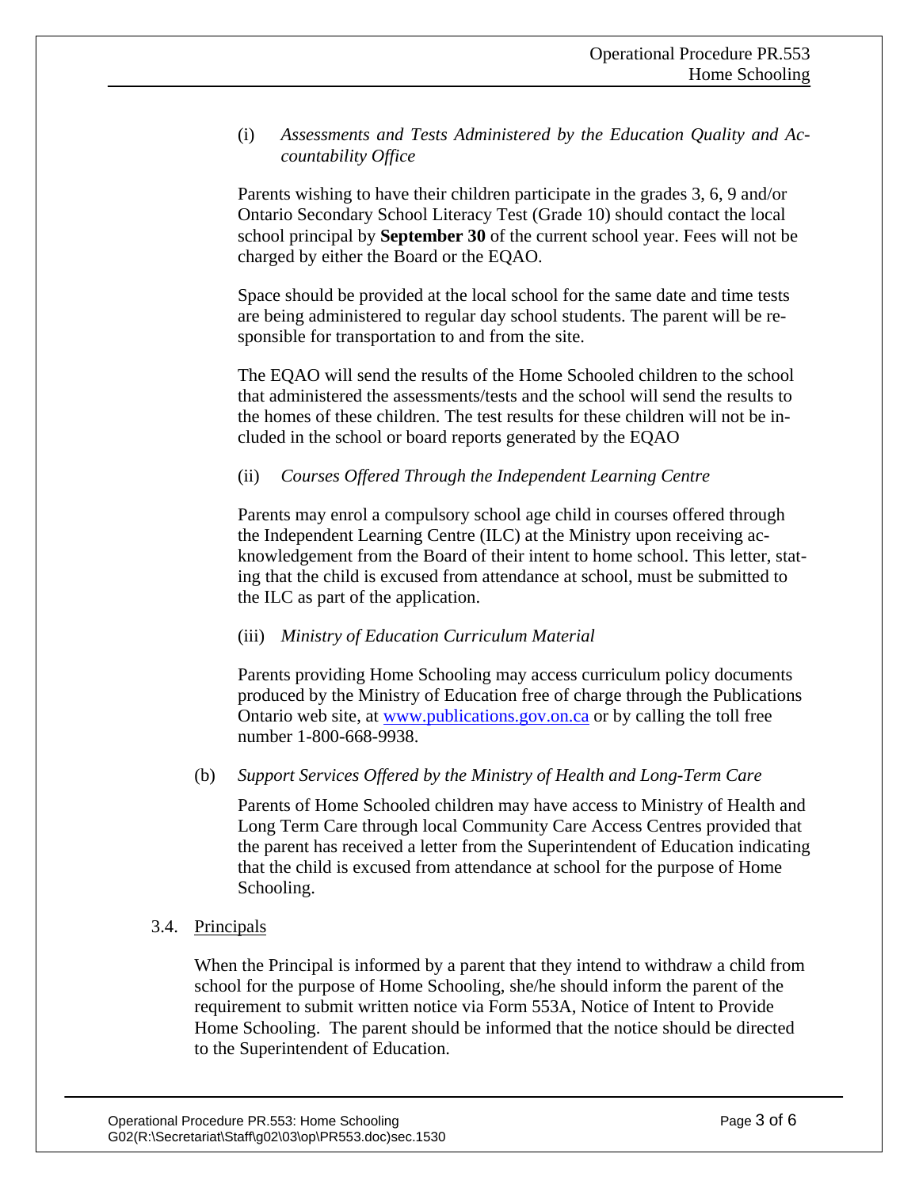(i) *Assessments and Tests Administered by the Education Quality and Accountability Office*

Parents wishing to have their children participate in the grades 3, 6, 9 and/or Ontario Secondary School Literacy Test (Grade 10) should contact the local school principal by **September 30** of the current school year. Fees will not be charged by either the Board or the EQAO.

Space should be provided at the local school for the same date and time tests are being administered to regular day school students. The parent will be responsible for transportation to and from the site.

The EQAO will send the results of the Home Schooled children to the school that administered the assessments/tests and the school will send the results to the homes of these children. The test results for these children will not be included in the school or board reports generated by the EQAO

(ii) *Courses Offered Through the Independent Learning Centre*

Parents may enrol a compulsory school age child in courses offered through the Independent Learning Centre (ILC) at the Ministry upon receiving acknowledgement from the Board of their intent to home school. This letter, stating that the child is excused from attendance at school, must be submitted to the ILC as part of the application.

(iii) *Ministry of Education Curriculum Material*

Parents providing Home Schooling may access curriculum policy documents produced by the Ministry of Education free of charge through the Publications Ontario web site, at [www.publications.gov.on.ca](http://www.publications.gov.on.ca) or by calling the toll free number 1-800-668-9938.

(b) *Support Services Offered by the Ministry of Health and Long-Term Care*

Parents of Home Schooled children may have access to Ministry of Health and Long Term Care through local Community Care Access Centres provided that the parent has received a letter from the Superintendent of Education indicating that the child is excused from attendance at school for the purpose of Home Schooling.

3.4. Principals

When the Principal is informed by a parent that they intend to withdraw a child from school for the purpose of Home Schooling, she/he should inform the parent of the requirement to submit written notice via Form 553A, Notice of Intent to Provide Home Schooling. The parent should be informed that the notice should be directed to the Superintendent of Education.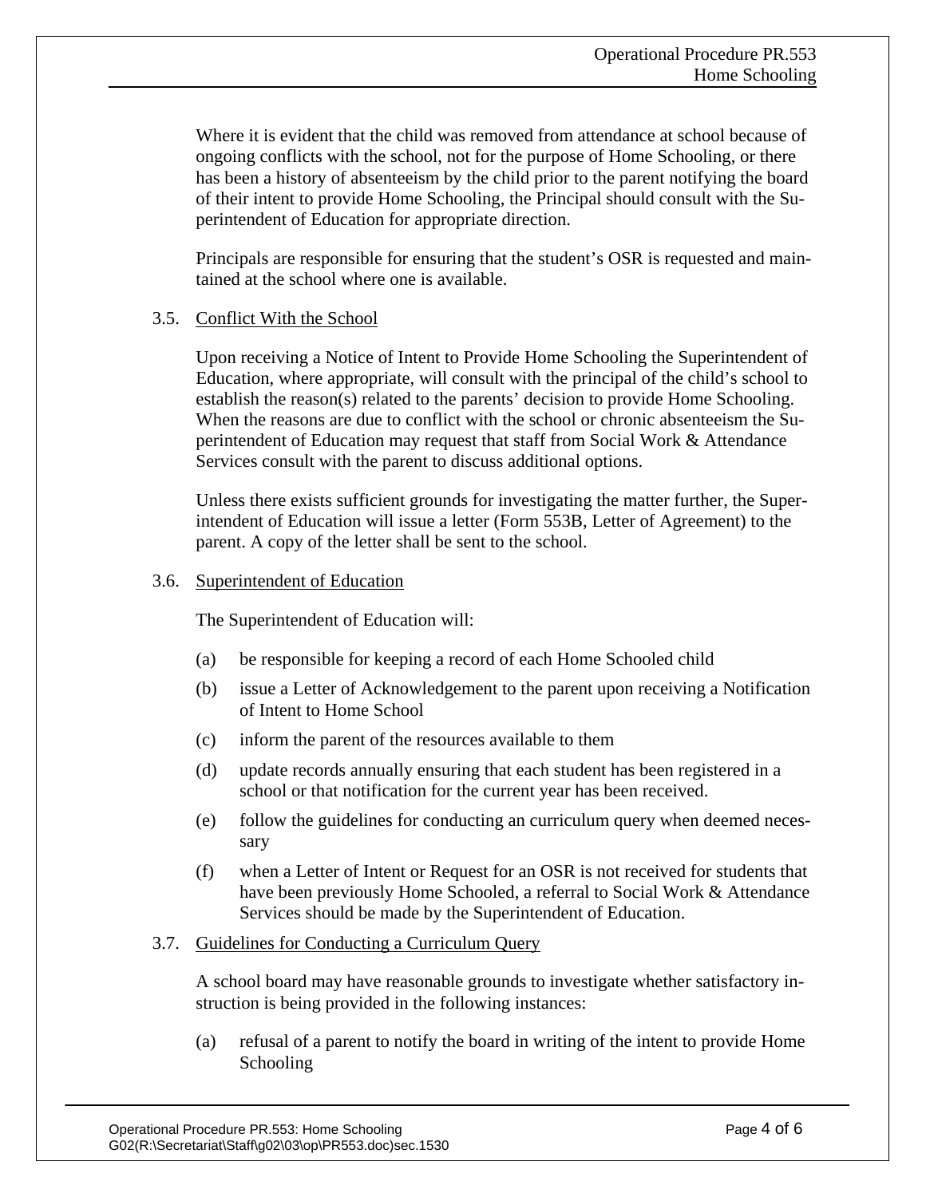Where it is evident that the child was removed from attendance at school because of ongoing conflicts with the school, not for the purpose of Home Schooling, or there has been a history of absenteeism by the child prior to the parent notifying the board of their intent to provide Home Schooling, the Principal should consult with the Superintendent of Education for appropriate direction.

Principals are responsible for ensuring that the student's OSR is requested and maintained at the school where one is available.

### 3.5. Conflict With the School

Upon receiving a Notice of Intent to Provide Home Schooling the Superintendent of Education, where appropriate, will consult with the principal of the child's school to establish the reason(s) related to the parents' decision to provide Home Schooling. When the reasons are due to conflict with the school or chronic absenteeism the Superintendent of Education may request that staff from Social Work & Attendance Services consult with the parent to discuss additional options.

Unless there exists sufficient grounds for investigating the matter further, the Superintendent of Education will issue a letter (Form 553B, Letter of Agreement) to the parent. A copy of the letter shall be sent to the school.

### 3.6. Superintendent of Education

The Superintendent of Education will:

(a) be responsible for keeping a record of each Home Schooled child

(b) issue a Letter of Acknowledgement to the parent upon receiving a Notification of Intent to Home School

(c) inform the parent of the resources available to them

(d) update records annually ensuring that each student has been registered in a school or that notification for the current year has been received.

(e) follow the guidelines for conducting an curriculum query when deemed necessary

(f) when a Letter of Intent or Request for an OSR is not received for students that have been previously Home Schooled, a referral to Social Work & Attendance Services should be made by the Superintendent of Education.

### 3.7. Guidelines for Conducting a Curriculum Query

A school board may have reasonable grounds to investigate whether satisfactory instruction is being provided in the following instances:

(a) refusal of a parent to notify the board in writing of the intent to provide Home Schooling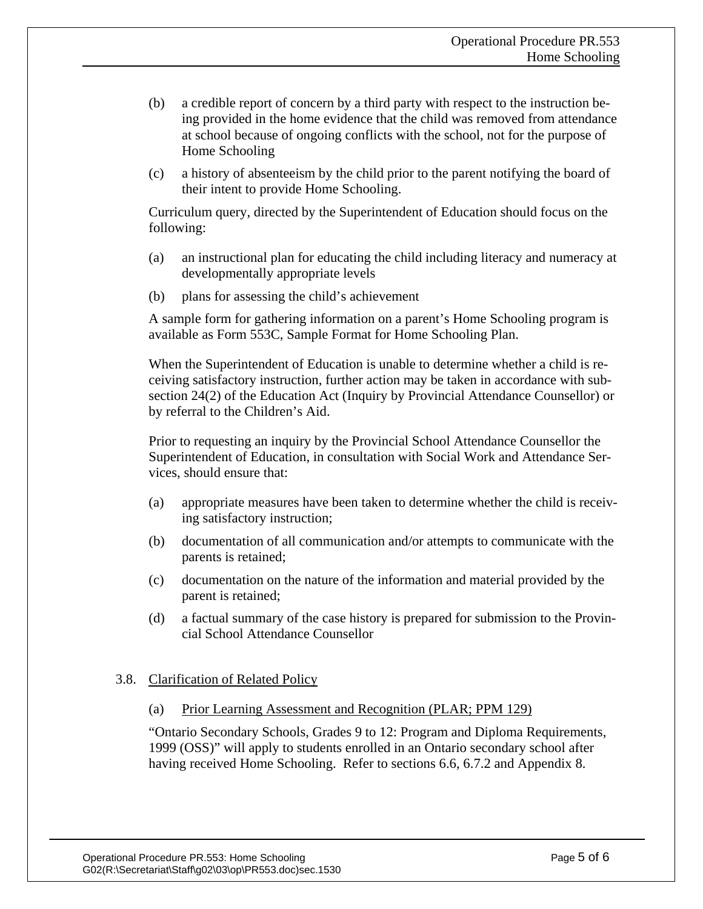(b) a credible report of concern by a third party with respect to the instruction being provided in the home evidence that the child was removed from attendance at school because of ongoing conflicts with the school, not for the purpose of Home Schooling

(c) a history of absenteeism by the child prior to the parent notifying the board of their intent to provide Home Schooling.

Curriculum query, directed by the Superintendent of Education should focus on the following:

(a) an instructional plan for educating the child including literacy and numeracy at developmentally appropriate levels

(b) plans for assessing the child's achievement

A sample form for gathering information on a parent's Home Schooling program is available as Form 553C, Sample Format for Home Schooling Plan.

When the Superintendent of Education is unable to determine whether a child is receiving satisfactory instruction, further action may be taken in accordance with subsection 24(2) of the Education Act (Inquiry by Provincial Attendance Counsellor) or by referral to the Children's Aid.

Prior to requesting an inquiry by the Provincial School Attendance Counsellor the Superintendent of Education, in consultation with Social Work and Attendance Services, should ensure that:

(a) appropriate measures have been taken to determine whether the child is receiving satisfactory instruction;

(b) documentation of all communication and/or attempts to communicate with the parents is retained;

(c) documentation on the nature of the information and material provided by the parent is retained;

(d) a factual summary of the case history is prepared for submission to the Provincial School Attendance Counsellor

### 3.8. Clarification of Related Policy

(a) Prior Learning Assessment and Recognition (PLAR; PPM 129)

"Ontario Secondary Schools, Grades 9 to 12: Program and Diploma Requirements, 1999 (OSS)" will apply to students enrolled in an Ontario secondary school after having received Home Schooling. Refer to sections 6.6, 6.7.2 and Appendix 8.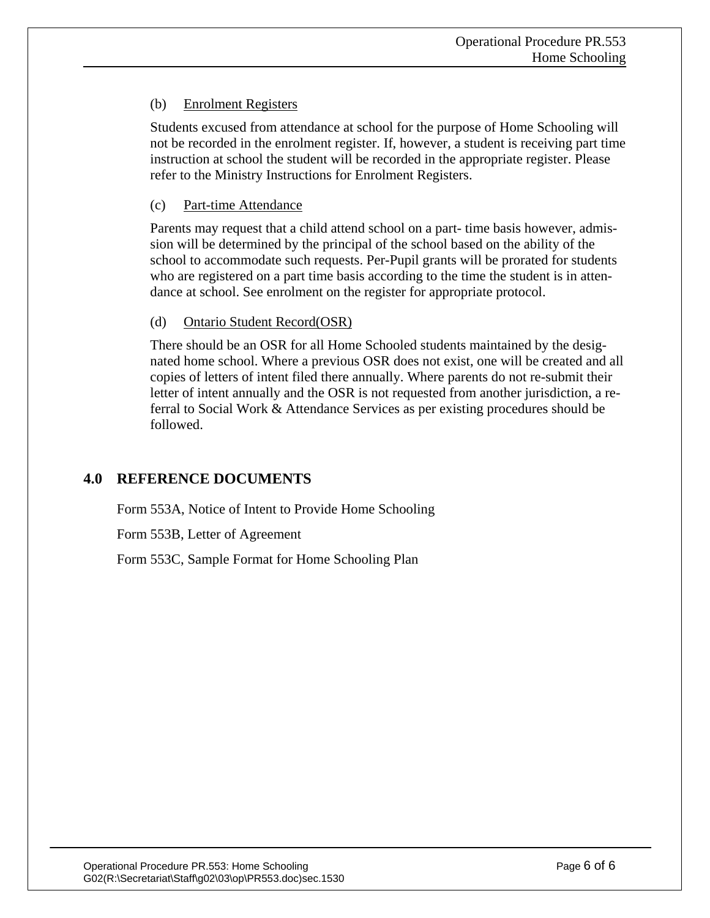(b) Enrolment Registers

Students excused from attendance at school for the purpose of Home Schooling will not be recorded in the enrolment register. If, however, a student is receiving part time instruction at school the student will be recorded in the appropriate register. Please refer to the Ministry Instructions for Enrolment Registers.

(c) Part-time Attendance

Parents may request that a child attend school on a part- time basis however, admission will be determined by the principal of the school based on the ability of the school to accommodate such requests. Per-Pupil grants will be prorated for students who are registered on a part time basis according to the time the student is in attendance at school. See enrolment on the register for appropriate protocol.

(d) Ontario Student Record(OSR)

There should be an OSR for all Home Schooled students maintained by the designated home school. Where a previous OSR does not exist, one will be created and all copies of letters of intent filed there annually. Where parents do not re-submit their letter of intent annually and the OSR is not requested from another jurisdiction, a referral to Social Work & Attendance Services as per existing procedures should be followed.

## 4.0 REFERENCE DOCUMENTS

Form 553A, Notice of Intent to Provide Home Schooling

Form 553B, Letter of Agreement

Form 553C, Sample Format for Home Schooling Plan